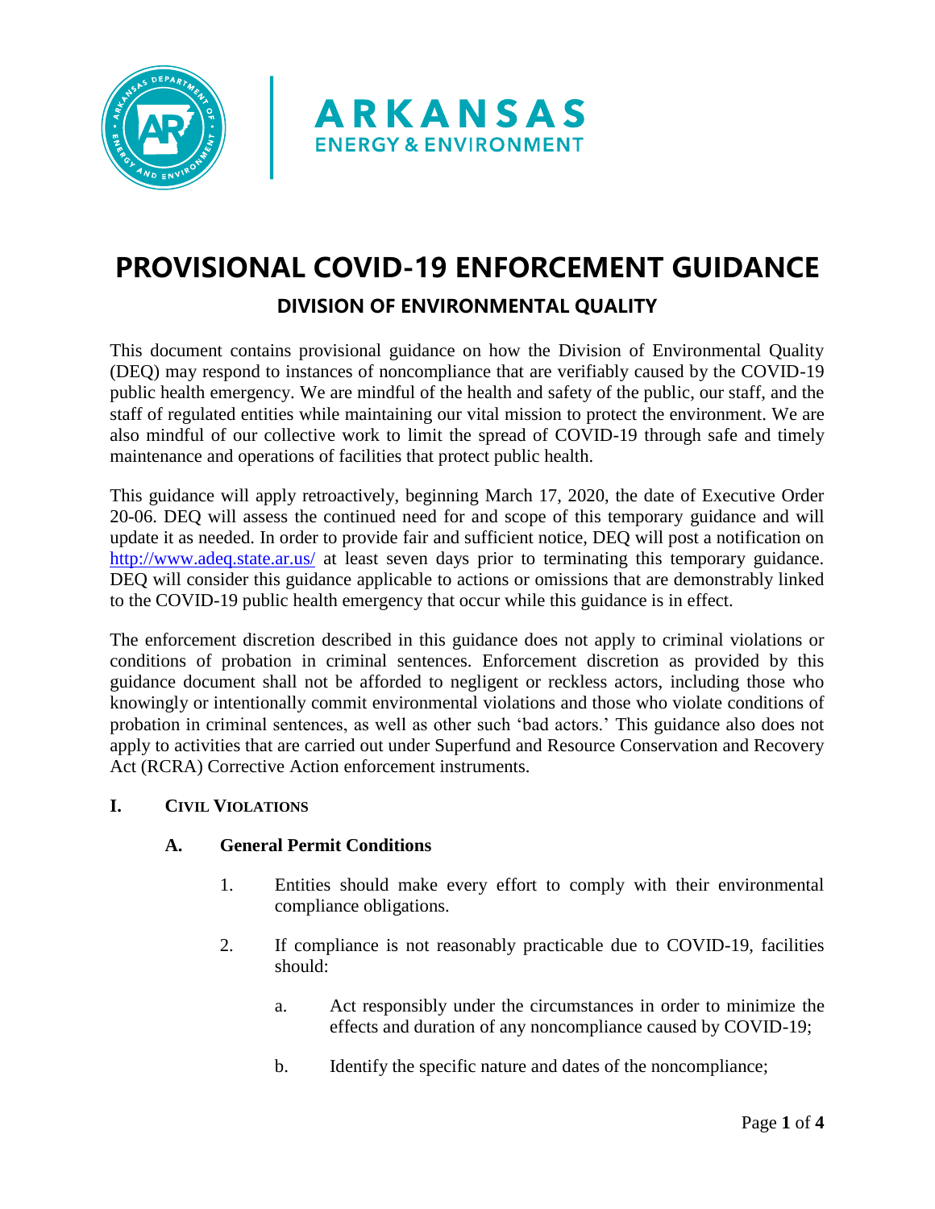ARKANSAS
ENERGY & ENVIRONMENT

# PROVISIONAL COVID-19 ENFORCEMENT GUIDANCE

## DIVISION OF ENVIRONMENTAL QUALITY

This document contains provisional guidance on how the Division of Environmental Quality (DEQ) may respond to instances of noncompliance that are verifiably caused by the COVID-19 public health emergency. We are mindful of the health and safety of the public, our staff, and the staff of regulated entities while maintaining our vital mission to protect the environment. We are also mindful of our collective work to limit the spread of COVID-19 through safe and timely maintenance and operations of facilities that protect public health.

This guidance will apply retroactively, beginning March 17, 2020, the date of Executive Order 20-06. DEQ will assess the continued need for and scope of this temporary guidance and will update it as needed. In order to provide fair and sufficient notice, DEQ will post a notification on http://www.adeq.state.ar.us/ at least seven days prior to terminating this temporary guidance. DEQ will consider this guidance applicable to actions or omissions that are demonstrably linked to the COVID-19 public health emergency that occur while this guidance is in effect.

The enforcement discretion described in this guidance does not apply to criminal violations or conditions of probation in criminal sentences. Enforcement discretion as provided by this guidance document shall not be afforded to negligent or reckless actors, including those who knowingly or intentionally commit environmental violations and those who violate conditions of probation in criminal sentences, as well as other such 'bad actors.' This guidance also does not apply to activities that are carried out under Superfund and Resource Conservation and Recovery Act (RCRA) Corrective Action enforcement instruments.

### I. CIVIL VIOLATIONS

#### A. General Permit Conditions

1. Entities should make every effort to comply with their environmental compliance obligations.

2. If compliance is not reasonably practicable due to COVID-19, facilities should:

   a. Act responsibly under the circumstances in order to minimize the effects and duration of any noncompliance caused by COVID-19;

   b. Identify the specific nature and dates of the noncompliance;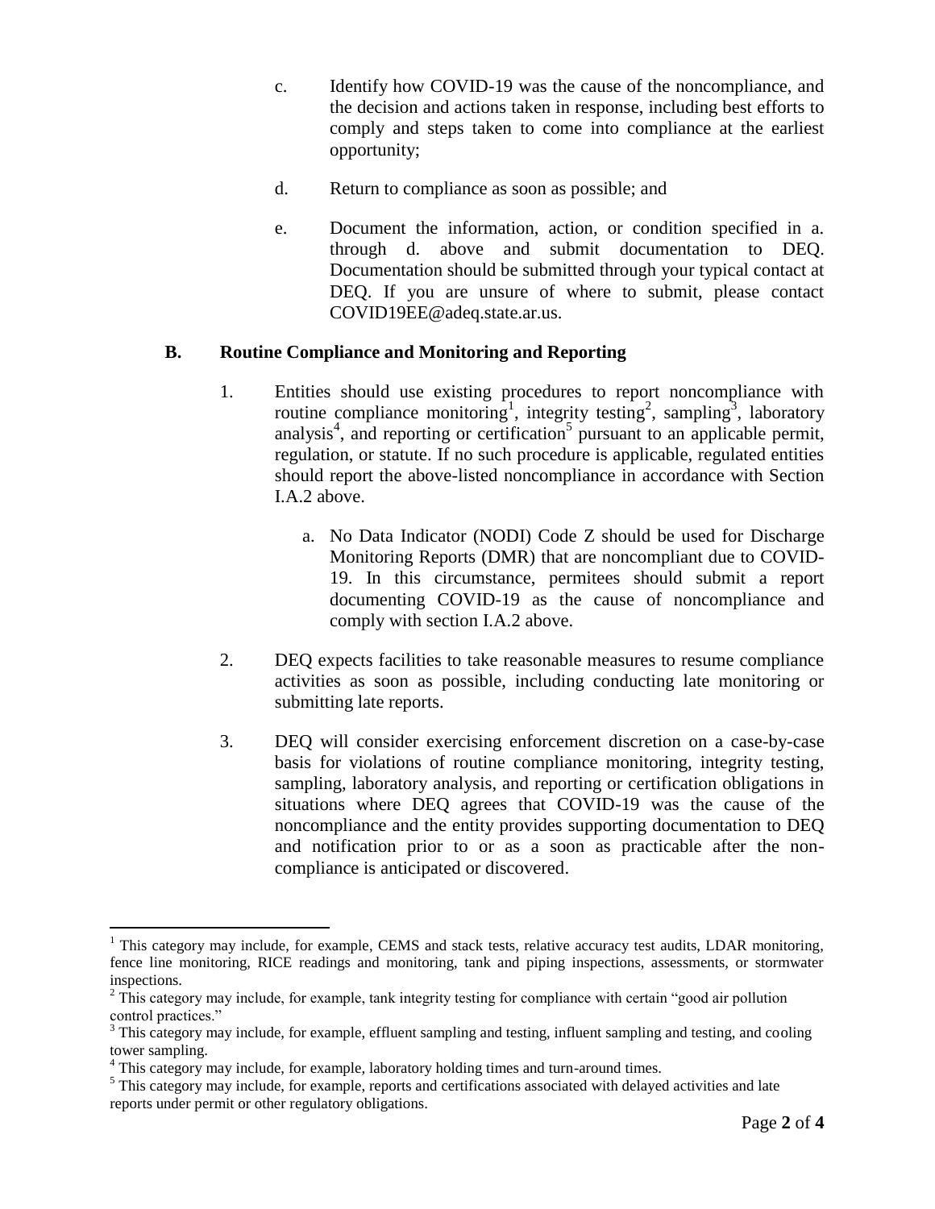c. Identify how COVID-19 was the cause of the noncompliance, and the decision and actions taken in response, including best efforts to comply and steps taken to come into compliance at the earliest opportunity;

d. Return to compliance as soon as possible; and

e. Document the information, action, or condition specified in a. through d. above and submit documentation to DEQ. Documentation should be submitted through your typical contact at DEQ. If you are unsure of where to submit, please contact COVID19EE@adeq.state.ar.us.

## B. Routine Compliance and Monitoring and Reporting

1. Entities should use existing procedures to report noncompliance with routine compliance monitoring[1], integrity testing[2], sampling[3], laboratory analysis[4], and reporting or certification[5] pursuant to an applicable permit, regulation, or statute. If no such procedure is applicable, regulated entities should report the above-listed noncompliance in accordance with Section I.A.2 above.

   a. No Data Indicator (NODI) Code Z should be used for Discharge Monitoring Reports (DMR) that are noncompliant due to COVID-19. In this circumstance, permitees should submit a report documenting COVID-19 as the cause of noncompliance and comply with section I.A.2 above.

2. DEQ expects facilities to take reasonable measures to resume compliance activities as soon as possible, including conducting late monitoring or submitting late reports.

3. DEQ will consider exercising enforcement discretion on a case-by-case basis for violations of routine compliance monitoring, integrity testing, sampling, laboratory analysis, and reporting or certification obligations in situations where DEQ agrees that COVID-19 was the cause of the noncompliance and the entity provides supporting documentation to DEQ and notification prior to or as a soon as practicable after the non-compliance is anticipated or discovered.

---

[1] This category may include, for example, CEMS and stack tests, relative accuracy test audits, LDAR monitoring, fence line monitoring, RICE readings and monitoring, tank and piping inspections, assessments, or stormwater inspections.

[2] This category may include, for example, tank integrity testing for compliance with certain "good air pollution control practices."

[3] This category may include, for example, effluent sampling and testing, influent sampling and testing, and cooling tower sampling.

[4] This category may include, for example, laboratory holding times and turn-around times.

[5] This category may include, for example, reports and certifications associated with delayed activities and late reports under permit or other regulatory obligations.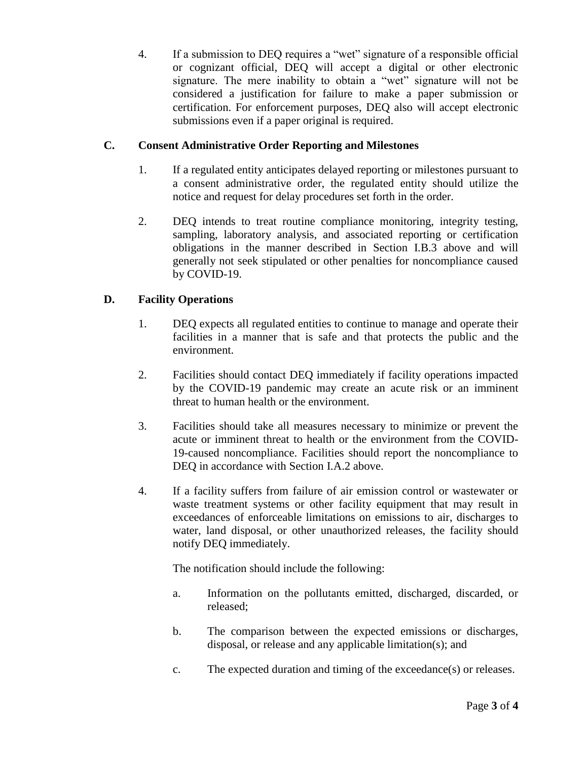4. If a submission to DEQ requires a "wet" signature of a responsible official or cognizant official, DEQ will accept a digital or other electronic signature. The mere inability to obtain a "wet" signature will not be considered a justification for failure to make a paper submission or certification. For enforcement purposes, DEQ also will accept electronic submissions even if a paper original is required.

### C. Consent Administrative Order Reporting and Milestones

1. If a regulated entity anticipates delayed reporting or milestones pursuant to a consent administrative order, the regulated entity should utilize the notice and request for delay procedures set forth in the order.

2. DEQ intends to treat routine compliance monitoring, integrity testing, sampling, laboratory analysis, and associated reporting or certification obligations in the manner described in Section I.B.3 above and will generally not seek stipulated or other penalties for noncompliance caused by COVID-19.

### D. Facility Operations

1. DEQ expects all regulated entities to continue to manage and operate their facilities in a manner that is safe and that protects the public and the environment.

2. Facilities should contact DEQ immediately if facility operations impacted by the COVID-19 pandemic may create an acute risk or an imminent threat to human health or the environment.

3. Facilities should take all measures necessary to minimize or prevent the acute or imminent threat to health or the environment from the COVID-19-caused noncompliance. Facilities should report the noncompliance to DEQ in accordance with Section I.A.2 above.

4. If a facility suffers from failure of air emission control or wastewater or waste treatment systems or other facility equipment that may result in exceedances of enforceable limitations on emissions to air, discharges to water, land disposal, or other unauthorized releases, the facility should notify DEQ immediately.

   The notification should include the following:

   a. Information on the pollutants emitted, discharged, discarded, or released;

   b. The comparison between the expected emissions or discharges, disposal, or release and any applicable limitation(s); and

   c. The expected duration and timing of the exceedance(s) or releases.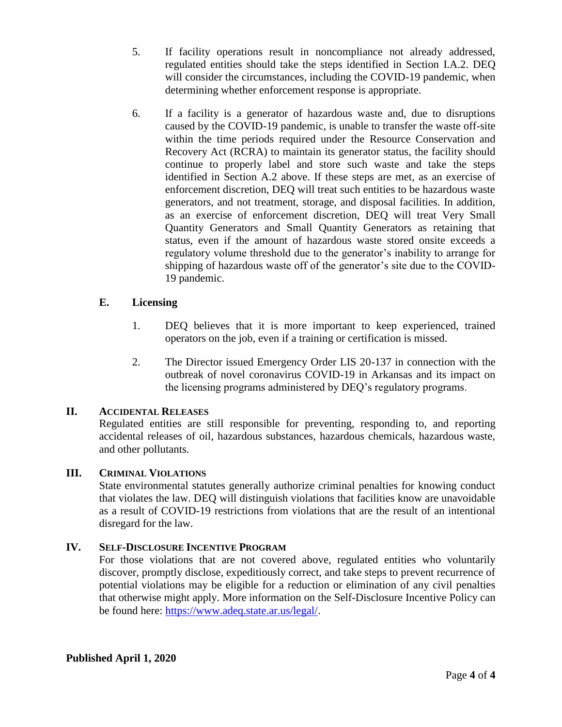5. If facility operations result in noncompliance not already addressed, regulated entities should take the steps identified in Section I.A.2. DEQ will consider the circumstances, including the COVID-19 pandemic, when determining whether enforcement response is appropriate.

6. If a facility is a generator of hazardous waste and, due to disruptions caused by the COVID-19 pandemic, is unable to transfer the waste off-site within the time periods required under the Resource Conservation and Recovery Act (RCRA) to maintain its generator status, the facility should continue to properly label and store such waste and take the steps identified in Section A.2 above. If these steps are met, as an exercise of enforcement discretion, DEQ will treat such entities to be hazardous waste generators, and not treatment, storage, and disposal facilities. In addition, as an exercise of enforcement discretion, DEQ will treat Very Small Quantity Generators and Small Quantity Generators as retaining that status, even if the amount of hazardous waste stored onsite exceeds a regulatory volume threshold due to the generator's inability to arrange for shipping of hazardous waste off of the generator's site due to the COVID-19 pandemic.

### E. Licensing

1. DEQ believes that it is more important to keep experienced, trained operators on the job, even if a training or certification is missed.

2. The Director issued Emergency Order LIS 20-137 in connection with the outbreak of novel coronavirus COVID-19 in Arkansas and its impact on the licensing programs administered by DEQ's regulatory programs.

## II. Accidental Releases

Regulated entities are still responsible for preventing, responding to, and reporting accidental releases of oil, hazardous substances, hazardous chemicals, hazardous waste, and other pollutants.

## III. Criminal Violations

State environmental statutes generally authorize criminal penalties for knowing conduct that violates the law. DEQ will distinguish violations that facilities know are unavoidable as a result of COVID-19 restrictions from violations that are the result of an intentional disregard for the law.

## IV. Self-Disclosure Incentive Program

For those violations that are not covered above, regulated entities who voluntarily discover, promptly disclose, expeditiously correct, and take steps to prevent recurrence of potential violations may be eligible for a reduction or elimination of any civil penalties that otherwise might apply. More information on the Self-Disclosure Incentive Policy can be found here: https://www.adeq.state.ar.us/legal/.

**Published April 1, 2020**